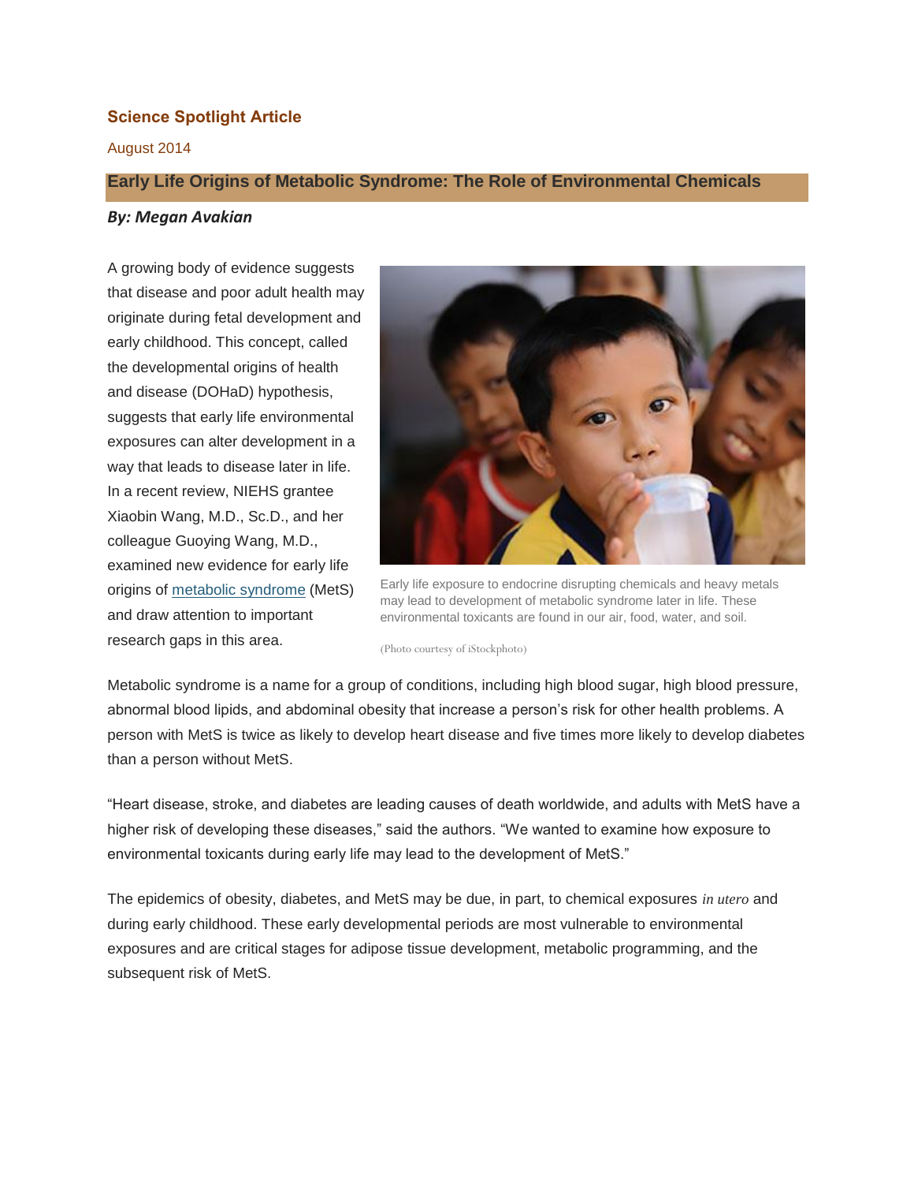**Science Spotlight Article**

August 2014

## Early Life Origins of Metabolic Syndrome: The Role of Environmental Chemicals

***By: Megan Avakian***

A growing body of evidence suggests that disease and poor adult health may originate during fetal development and early childhood. This concept, called the developmental origins of health and disease (DOHaD) hypothesis, suggests that early life environmental exposures can alter development in a way that leads to disease later in life. In a recent review, NIEHS grantee Xiaobin Wang, M.D., Sc.D., and her colleague Guoying Wang, M.D., examined new evidence for early life origins of metabolic syndrome (MetS) and draw attention to important research gaps in this area.

Early life exposure to endocrine disrupting chemicals and heavy metals may lead to development of metabolic syndrome later in life. These environmental toxicants are found in our air, food, water, and soil.

(Photo courtesy of iStockphoto)

Metabolic syndrome is a name for a group of conditions, including high blood sugar, high blood pressure, abnormal blood lipids, and abdominal obesity that increase a person's risk for other health problems. A person with MetS is twice as likely to develop heart disease and five times more likely to develop diabetes than a person without MetS.

"Heart disease, stroke, and diabetes are leading causes of death worldwide, and adults with MetS have a higher risk of developing these diseases," said the authors. "We wanted to examine how exposure to environmental toxicants during early life may lead to the development of MetS."

The epidemics of obesity, diabetes, and MetS may be due, in part, to chemical exposures *in utero* and during early childhood. These early developmental periods are most vulnerable to environmental exposures and are critical stages for adipose tissue development, metabolic programming, and the subsequent risk of MetS.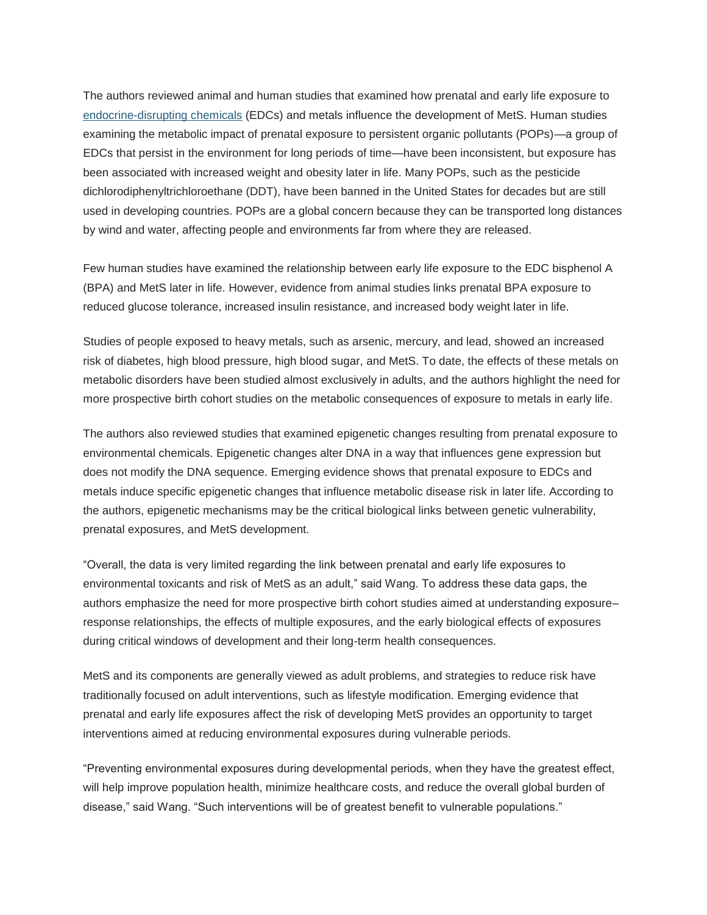The authors reviewed animal and human studies that examined how prenatal and early life exposure to endocrine-disrupting chemicals (EDCs) and metals influence the development of MetS. Human studies examining the metabolic impact of prenatal exposure to persistent organic pollutants (POPs)—a group of EDCs that persist in the environment for long periods of time—have been inconsistent, but exposure has been associated with increased weight and obesity later in life. Many POPs, such as the pesticide dichlorodiphenyltrichloroethane (DDT), have been banned in the United States for decades but are still used in developing countries. POPs are a global concern because they can be transported long distances by wind and water, affecting people and environments far from where they are released.

Few human studies have examined the relationship between early life exposure to the EDC bisphenol A (BPA) and MetS later in life. However, evidence from animal studies links prenatal BPA exposure to reduced glucose tolerance, increased insulin resistance, and increased body weight later in life.

Studies of people exposed to heavy metals, such as arsenic, mercury, and lead, showed an increased risk of diabetes, high blood pressure, high blood sugar, and MetS. To date, the effects of these metals on metabolic disorders have been studied almost exclusively in adults, and the authors highlight the need for more prospective birth cohort studies on the metabolic consequences of exposure to metals in early life.

The authors also reviewed studies that examined epigenetic changes resulting from prenatal exposure to environmental chemicals. Epigenetic changes alter DNA in a way that influences gene expression but does not modify the DNA sequence. Emerging evidence shows that prenatal exposure to EDCs and metals induce specific epigenetic changes that influence metabolic disease risk in later life. According to the authors, epigenetic mechanisms may be the critical biological links between genetic vulnerability, prenatal exposures, and MetS development.

“Overall, the data is very limited regarding the link between prenatal and early life exposures to environmental toxicants and risk of MetS as an adult,” said Wang. To address these data gaps, the authors emphasize the need for more prospective birth cohort studies aimed at understanding exposure–response relationships, the effects of multiple exposures, and the early biological effects of exposures during critical windows of development and their long-term health consequences.

MetS and its components are generally viewed as adult problems, and strategies to reduce risk have traditionally focused on adult interventions, such as lifestyle modification. Emerging evidence that prenatal and early life exposures affect the risk of developing MetS provides an opportunity to target interventions aimed at reducing environmental exposures during vulnerable periods.

“Preventing environmental exposures during developmental periods, when they have the greatest effect, will help improve population health, minimize healthcare costs, and reduce the overall global burden of disease,” said Wang. “Such interventions will be of greatest benefit to vulnerable populations.”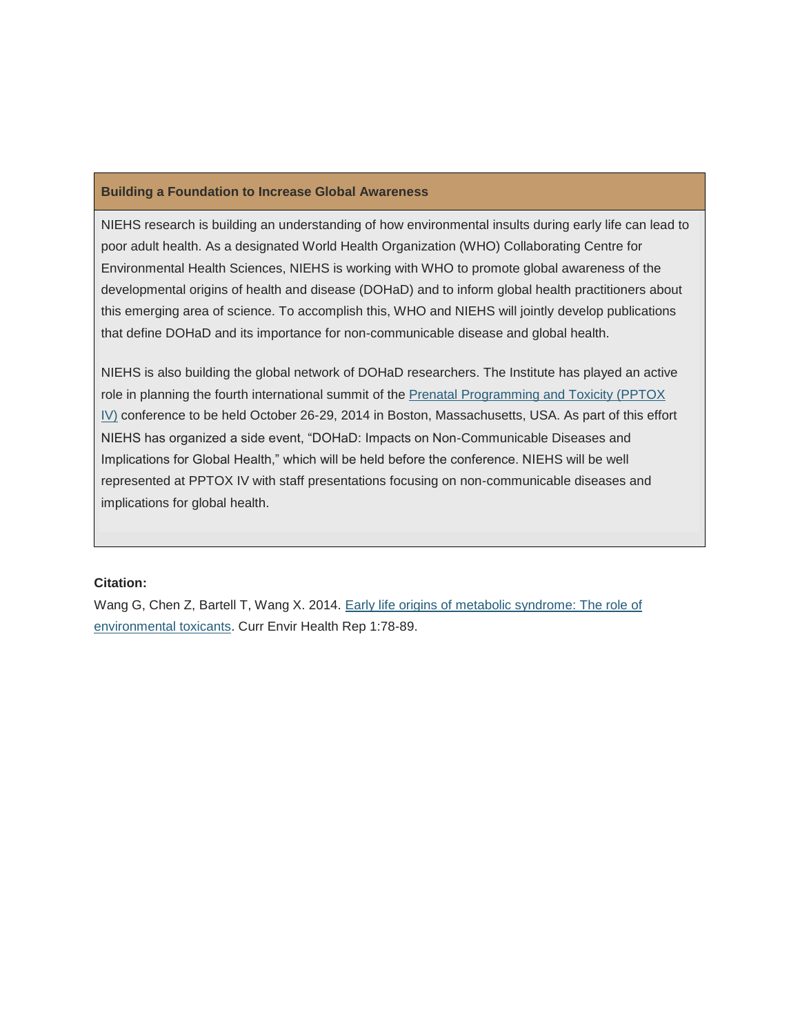### Building a Foundation to Increase Global Awareness

NIEHS research is building an understanding of how environmental insults during early life can lead to poor adult health. As a designated World Health Organization (WHO) Collaborating Centre for Environmental Health Sciences, NIEHS is working with WHO to promote global awareness of the developmental origins of health and disease (DOHaD) and to inform global health practitioners about this emerging area of science. To accomplish this, WHO and NIEHS will jointly develop publications that define DOHaD and its importance for non-communicable disease and global health.

NIEHS is also building the global network of DOHaD researchers. The Institute has played an active role in planning the fourth international summit of the Prenatal Programming and Toxicity (PPTOX IV) conference to be held October 26-29, 2014 in Boston, Massachusetts, USA. As part of this effort NIEHS has organized a side event, "DOHaD: Impacts on Non-Communicable Diseases and Implications for Global Health," which will be held before the conference. NIEHS will be well represented at PPTOX IV with staff presentations focusing on non-communicable diseases and implications for global health.

**Citation:**

Wang G, Chen Z, Bartell T, Wang X. 2014. Early life origins of metabolic syndrome: The role of environmental toxicants. Curr Envir Health Rep 1:78-89.